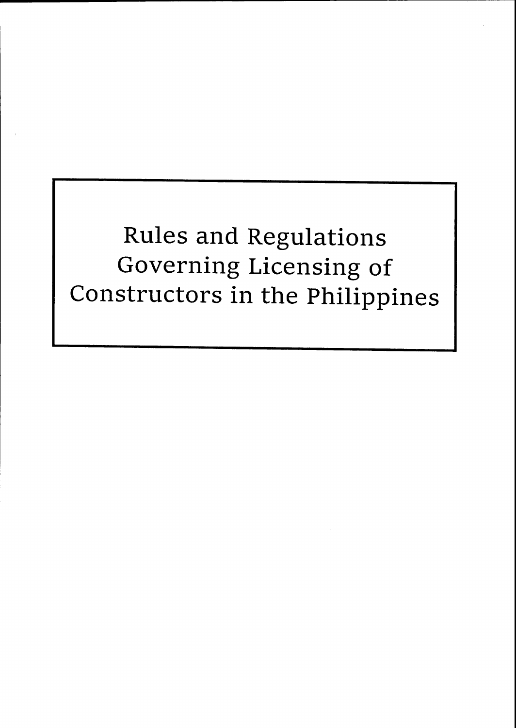# Rules and Regulations Governing Licensing of Constructors in the Philippines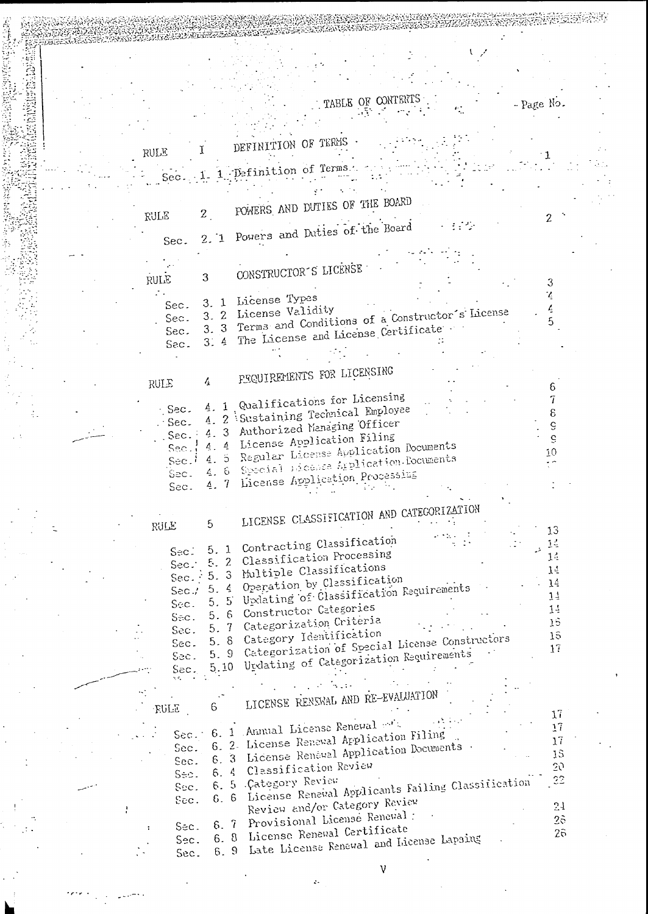# TABLE OF CONTENTS

| | | | Page No. |
|---|---|---|---|
| RULE | I | DEFINITION OF TERMS | |
| Sec. | 1. 1 | Definition of Terms | 1 |
| RULE | 2 | POWERS AND DUTIES OF THE BOARD | |
| Sec. | 2. 1 | Powers and Duties of the Board | 2 |
| RULE | 3 | CONSTRUCTOR'S LICENSE | |
| Sec. | 3. 1 | License Types | 3 |
| Sec. | 3. 2 | License Validity | 4 |
| Sec. | 3. 3 | Terms and Conditions of a Constructor's License | 4 |
| Sec. | 3. 4 | The License and License Certificate | 5 |
| RULE | 4 | REQUIREMENTS FOR LICENSING | |
| Sec. | 4. 1 | Qualifications for Licensing | 6 |
| Sec. | 4. 2 | Sustaining Technical Employee | 7 |
| Sec. | 4. 3 | Authorized Managing Officer | 8 |
| Sec. | 4. 4 | License Application Filing | 9 |
| Sec. | 4. 5 | Regular License Application Documents | 9 |
| Sec. | 4. 6 | Special License Application Documents | 10 |
| Sec. | 4. 7 | License Application Processing | 11 |
| RULE | 5 | LICENSE CLASSIFICATION AND CATEGORIZATION | |
| Sec. | 5. 1 | Contracting Classification | 13 |
| Sec. | 5. 2 | Classification Processing | 14 |
| Sec. | 5. 3 | Multiple Classifications | 14 |
| Sec. | 5. 4 | Operation by Classification | 14 |
| Sec. | 5. 5 | Updating of Classification Requirements | 14 |
| Sec. | 5. 6 | Constructor Categories | 14 |
| Sec. | 5. 7 | Categorization Criteria | 14 |
| Sec. | 5. 8 | Category Identification | 15 |
| Sec. | 5. 9 | Categorization of Special License Constructors | 15 |
| Sec. | 5.10 | Updating of Categorization Requirements | 17 |
| RULE | 6 | LICENSE RENEWAL AND RE-EVALUATION | |
| Sec. | 6. 1 | Annual License Renewal | 17 |
| Sec. | 6. 2 | License Renewal Application Filing | 17 |
| Sec. | 6. 3 | License Renewal Application Documents | 17 |
| Sec. | 6. 4 | Classification Review | 18 |
| Sec. | 6. 5 | Category Review | 20 |
| Sec. | 6. 6 | License Renewal Applicants Failing Classification Review and/or Category Review | 22 |
| Sec. | 6. 7 | Provisional License Renewal | 24 |
| Sec. | 6. 8 | License Renewal Certificate | 26 |
| Sec. | 6. 9 | Late License Renewal and License Lapsing | 26 |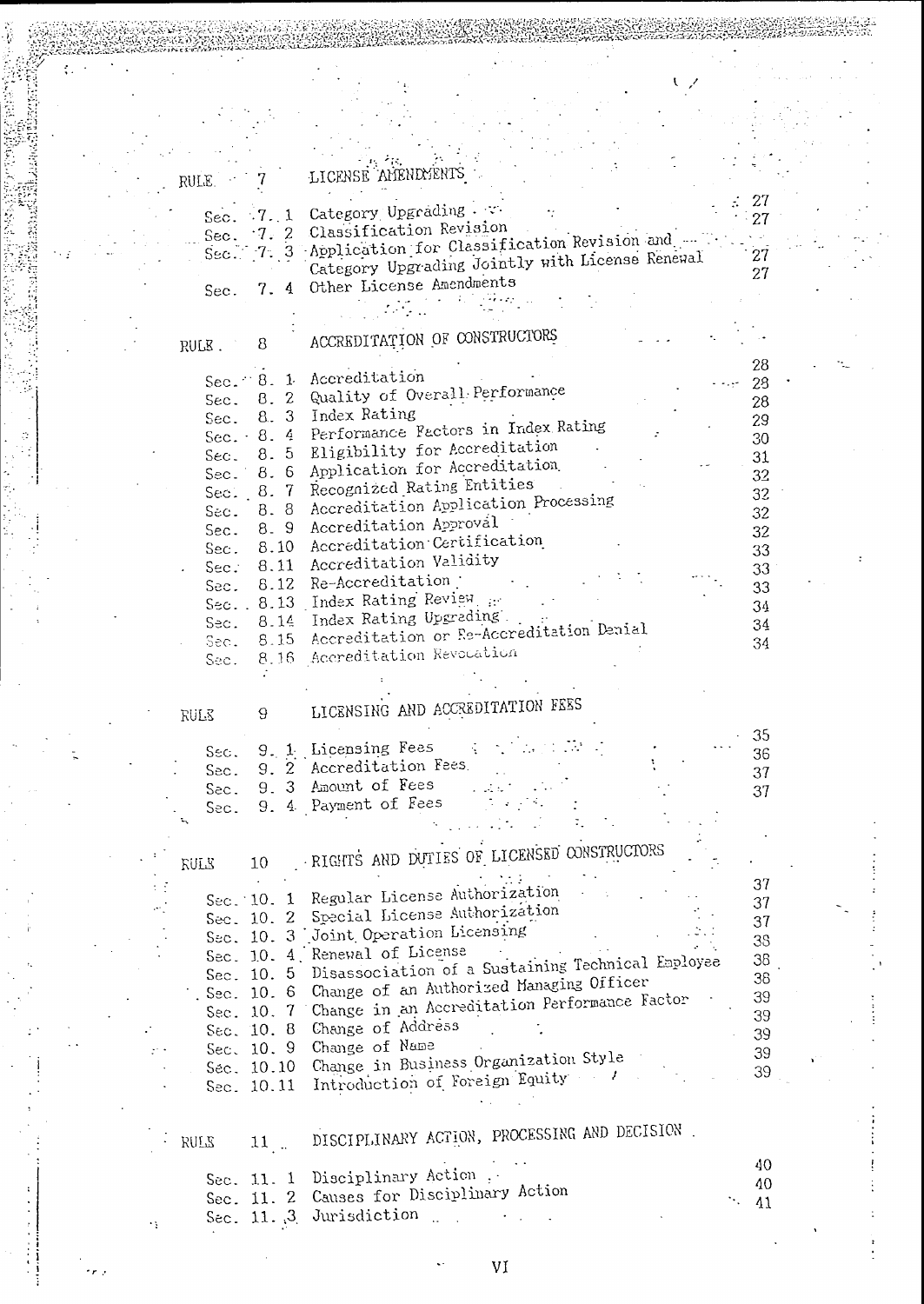| | | | |
|---|---|---|---|
| RULE 7 | | LICENSE AMENDMENTS | |
| | Sec. 7. 1 | Category Upgrading | 27 |
| | Sec. 7. 2 | Classification Revision | 27 |
| | Sec. 7. 3 | Application for Classification Revision and Category Upgrading Jointly with License Renewal | 27 |
| | Sec. 7. 4 | Other License Amendments | 27 |
| RULE 8 | | ACCREDITATION OF CONSTRUCTORS | |
| | Sec. 8. 1 | Accreditation | 28 |
| | Sec. 8. 2 | Quality of Overall Performance | 28 |
| | Sec. 8. 3 | Index Rating | 28 |
| | Sec. 8. 4 | Performance Factors in Index Rating | 29 |
| | Sec. 8. 5 | Eligibility for Accreditation | 30 |
| | Sec. 8. 6 | Application for Accreditation | 31 |
| | Sec. 8. 7 | Recognized Rating Entities | 32 |
| | Sec. 8. 8 | Accreditation Application Processing | 32 |
| | Sec. 8. 9 | Accreditation Approval | 32 |
| | Sec. 8.10 | Accreditation Certification | 32 |
| | Sec. 8.11 | Accreditation Validity | 33 |
| | Sec. 8.12 | Re-Accreditation | 33 |
| | Sec. 8.13 | Index Rating Review | 33 |
| | Sec. 8.14 | Index Rating Upgrading | 34 |
| | Sec. 8.15 | Accreditation or Re-Accreditation Denial | 34 |
| | Sec. 8.16 | Accreditation Revocation | 34 |
| RULE 9 | | LICENSING AND ACCREDITATION FEES | |
| | Sec. 9. 1 | Licensing Fees | 35 |
| | Sec. 9. 2 | Accreditation Fees | 36 |
| | Sec. 9. 3 | Amount of Fees | 37 |
| | Sec. 9. 4 | Payment of Fees | 37 |
| RULE 10 | | RIGHTS AND DUTIES OF LICENSED CONSTRUCTORS | |
| | Sec. 10. 1 | Regular License Authorization | 37 |
| | Sec. 10. 2 | Special License Authorization | 37 |
| | Sec. 10. 3 | Joint Operation Licensing | 37 |
| | Sec. 10. 4 | Renewal of License | 38 |
| | Sec. 10. 5 | Disassociation of a Sustaining Technical Employee | 38 |
| | Sec. 10. 6 | Change of an Authorized Managing Officer | 38 |
| | Sec. 10. 7 | Change in an Accreditation Performance Factor | 39 |
| | Sec. 10. 8 | Change of Address | 39 |
| | Sec. 10. 9 | Change of Name | 39 |
| | Sec. 10.10 | Change in Business Organization Style | 39 |
| | Sec. 10.11 | Introduction of Foreign Equity | 39 |
| RULE 11 | | DISCIPLINARY ACTION, PROCESSING AND DECISION | |
| | Sec. 11. 1 | Disciplinary Action | 40 |
| | Sec. 11. 2 | Causes for Disciplinary Action | 40 |
| | Sec. 11. 3 | Jurisdiction | 41 |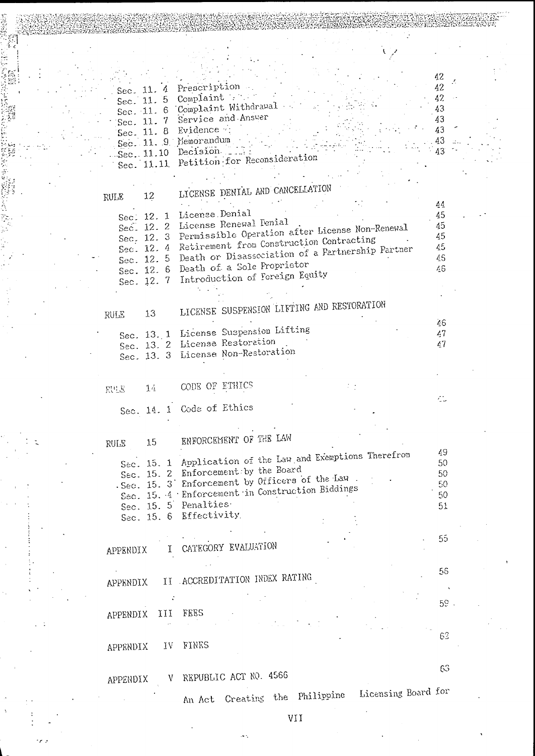| Section | Title | Page |
|---|---|---|
| Sec. 11. 4 | Prescription | 42 |
| Sec. 11. 5 | Complaint | 42 |
| Sec. 11. 6 | Complaint Withdrawal | 42 |
| Sec. 11. 7 | Service and Answer | 43 |
| Sec. 11. 8 | Evidence | 43 |
| Sec. 11. 9 | Memorandum | 43 |
| Sec. 11.10 | Decision | 43 |
| Sec. 11.11 | Petition for Reconsideration | 43 |
| **RULE 12** | **LICENSE DENIAL AND CANCELLATION** | |
| Sec. 12. 1 | License Denial | 44 |
| Sec. 12. 2 | License Renewal Denial | 45 |
| Sec. 12. 3 | Permissible Operation after License Non-Renewal | 45 |
| Sec. 12. 4 | Retirement from Construction Contracting | 45 |
| Sec. 12. 5 | Death or Disassociation of a Partnership Partner | 45 |
| Sec. 12. 6 | Death of a Sole Proprietor | 46 |
| Sec. 12. 7 | Introduction of Foreign Equity | 46 |
| **RULE 13** | **LICENSE SUSPENSION LIFTING AND RESTORATION** | |
| Sec. 13. 1 | License Suspension Lifting | 46 |
| Sec. 13. 2 | License Restoration | 47 |
| Sec. 13. 3 | License Non-Restoration | 47 |
| **RULE 14** | **CODE OF ETHICS** | |
| Sec. 14. 1 | Code of Ethics | 48 |
| **RULE 15** | **ENFORCEMENT OF THE LAW** | |
| Sec. 15. 1 | Application of the Law and Exemptions Therefrom | 49 |
| Sec. 15. 2 | Enforcement by the Board | 50 |
| Sec. 15. 3 | Enforcement by Officers of the Law | 50 |
| Sec. 15. 4 | Enforcement in Construction Biddings | 50 |
| Sec. 15. 5 | Penalties | 50 |
| Sec. 15. 6 | Effectivity | 51 |
| **APPENDIX I** | **CATEGORY EVALUATION** | 55 |
| **APPENDIX II** | **ACCREDITATION INDEX RATING** | 56 |
| **APPENDIX III** | **FEES** | 59 |
| **APPENDIX IV** | **FINES** | 62 |
| **APPENDIX V** | **REPUBLIC ACT NO. 4566** | 63 |
| | An Act Creating the Philippine Licensing Board for | |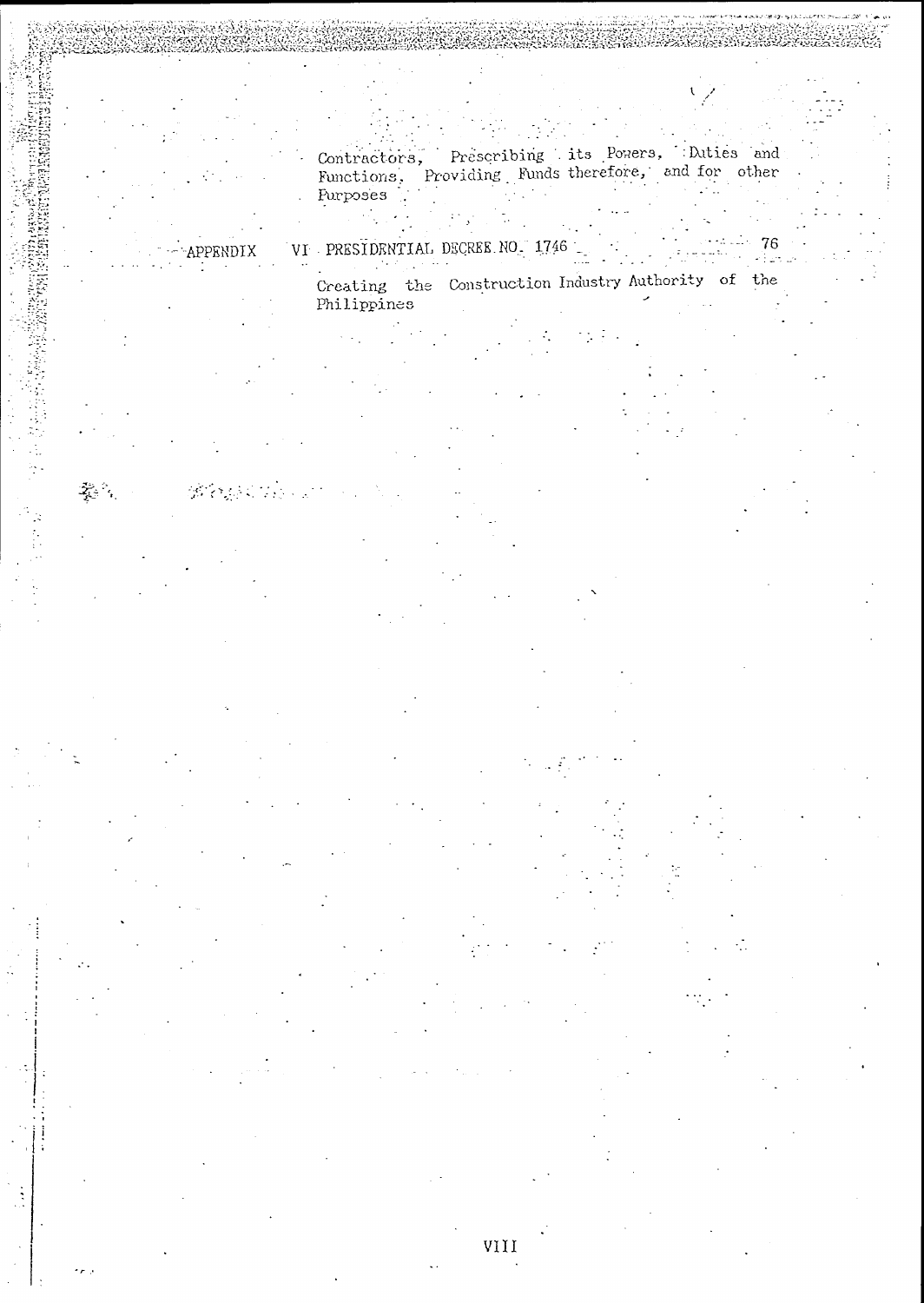Contractors, Prescribing its Powers, Duties and Functions, Providing Funds therefore, and for other Purposes

APPENDIX VI PRESIDENTIAL DECREE NO. 1746 ..... 76

Creating the Construction Industry Authority of the Philippines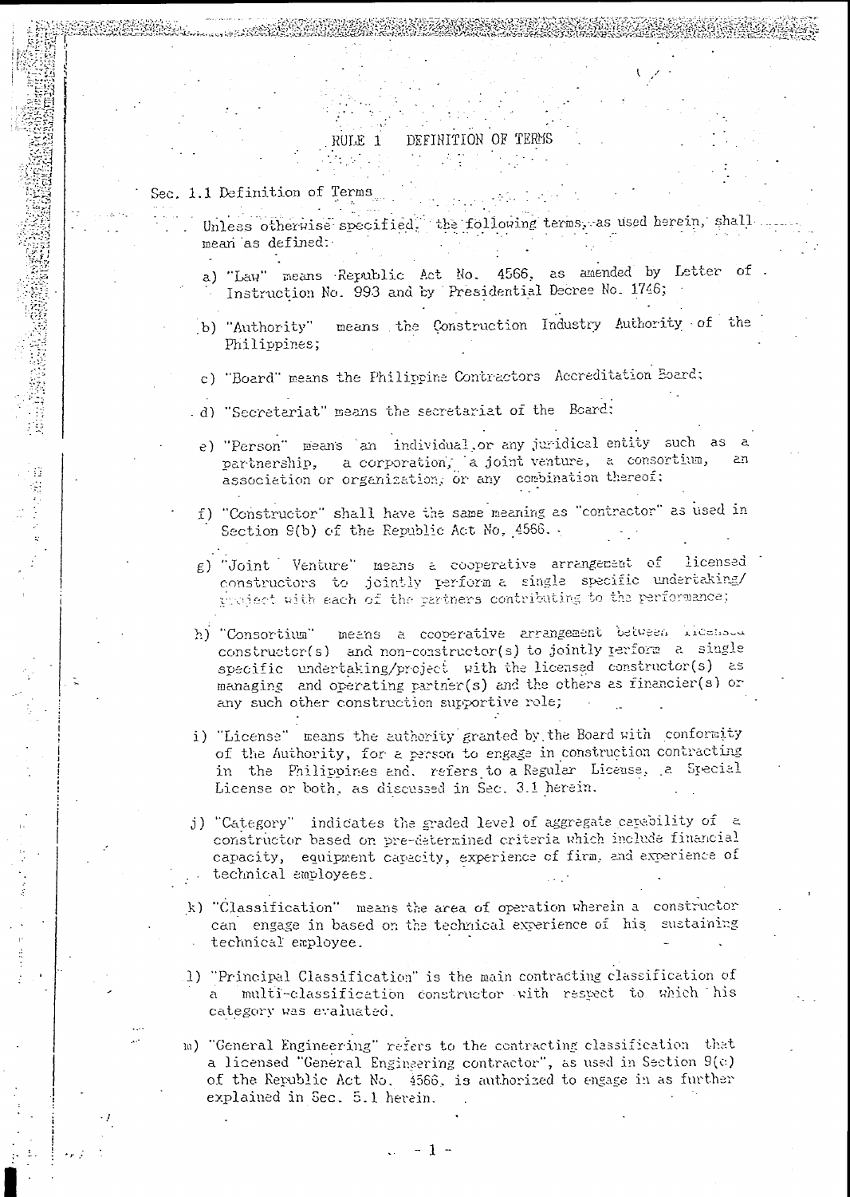# RULE 1 DEFINITION OF TERMS

## Sec. 1.1 Definition of Terms

Unless otherwise specified, the following terms, as used herein, shall mean as defined:

a) "Law" means Republic Act No. 4566, as amended by Letter of Instruction No. 993 and by Presidential Decree No. 1746;

b) "Authority" means the Construction Industry Authority of the Philippines;

c) "Board" means the Philippine Contractors Accreditation Board;

d) "Secretariat" means the secretariat of the Board;

e) "Person" means an individual, or any juridical entity such as a partnership, a corporation, a joint venture, a consortium, an association or organization, or any combination thereof;

f) "Constructor" shall have the same meaning as "contractor" as used in Section 9(b) of the Republic Act No. 4566.

g) "Joint Venture" means a cooperative arrangement of licensed constructors to jointly perform a single specific undertaking/ project with each of the partners contributing to the performance;

h) "Consortium" means a cooperative arrangement between licensed constructor(s) and non-constructor(s) to jointly perform a single specific undertaking/project with the licensed constructor(s) as managing and operating partner(s) and the others as financier(s) or any such other construction supportive role;

i) "License" means the authority granted by the Board with conformity of the Authority, for a person to engage in construction contracting in the Philippines and refers to a Regular License, a Special License or both, as discussed in Sec. 3.1 herein.

j) "Category" indicates the graded level of aggregate capability of a constructor based on pre-determined criteria which include financial capacity, equipment capacity, experience of firm, and experience of technical employees.

k) "Classification" means the area of operation wherein a constructor can engage in based on the technical experience of his sustaining technical employee.

l) "Principal Classification" is the main contracting classification of a multi-classification constructor with respect to which his category was evaluated.

m) "General Engineering" refers to the contracting classification that a licensed "General Engineering contractor", as used in Section 9(c) of the Republic Act No. 4566, is authorized to engage in as further explained in Sec. 5.1 herein.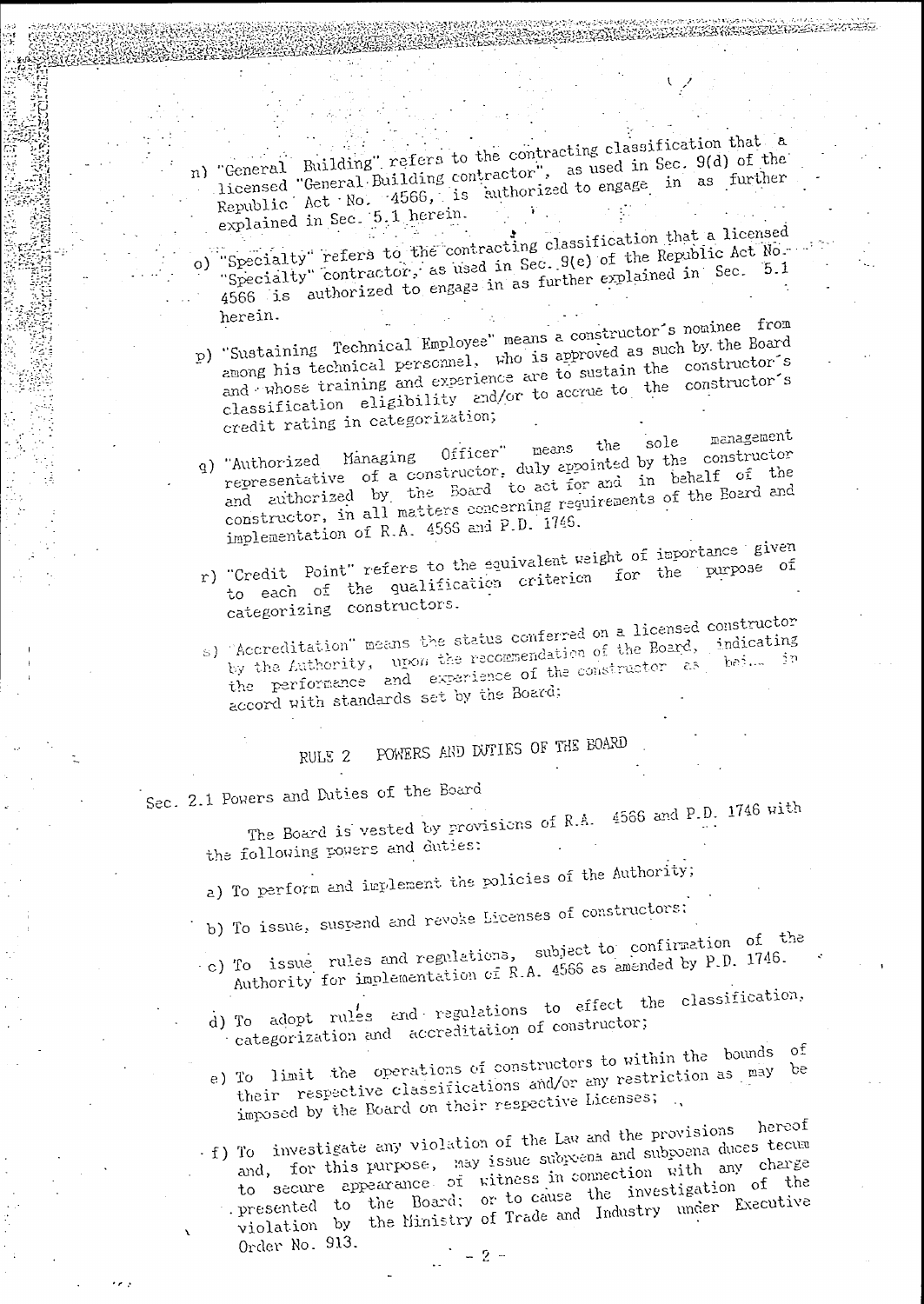n) "General Building" refers to the contracting classification that a licensed "General Building contractor", as used in Sec. 9(d) of the Republic Act No. 4566, is authorized to engage in as further explained in Sec. 5.1 herein.

o) "Specialty" refers to the contracting classification that a licensed "Specialty" contractor, as used in Sec. 9(e) of the Republic Act No. 4566 is authorized to engage in as further explained in Sec. 5.1 herein.

p) "Sustaining Technical Employee" means a constructor's nominee from among his technical personnel, who is approved as such by the Board and whose training and experience are to sustain the constructor's classification eligibility and/or to accrue to the constructor's credit rating in categorization;

q) "Authorized Managing Officer" means the sole management representative of a constructor, duly appointed by the constructor and authorized by the Board to act for and in behalf of the constructor, in all matters concerning requirements of the Board and implementation of R.A. 4566 and P.D. 1746.

r) "Credit Point" refers to the equivalent weight of importance given to each of the qualification criterion for the purpose of categorizing constructors.

s) "Accreditation" means the status conferred on a licensed constructor by the Authority, upon the recommendation of the Board, indicating the performance and experience of the constructor as bei... in accord with standards set by the Board;

## RULE 2 POWERS AND DUTIES OF THE BOARD

### Sec. 2.1 Powers and Duties of the Board

The Board is vested by provisions of R.A. 4566 and P.D. 1746 with the following powers and duties:

a) To perform and implement the policies of the Authority;

b) To issue, suspend and revoke Licenses of constructors;

c) To issue rules and regulations, subject to confirmation of the Authority for implementation of R.A. 4566 as amended by P.D. 1746.

d) To adopt rules and regulations to effect the classification, categorization and accreditation of constructor;

e) To limit the operations of constructors to within the bounds of their respective classifications and/or any restriction as may be imposed by the Board on their respective Licenses;

f) To investigate any violation of the Law and the provisions hereof and, for this purpose, may issue subpoena and subpoena duces tecum to secure appearance of witness in connection with any charge presented to the Board; or to cause the investigation of the violation by the Ministry of Trade and Industry under Executive Order No. 913.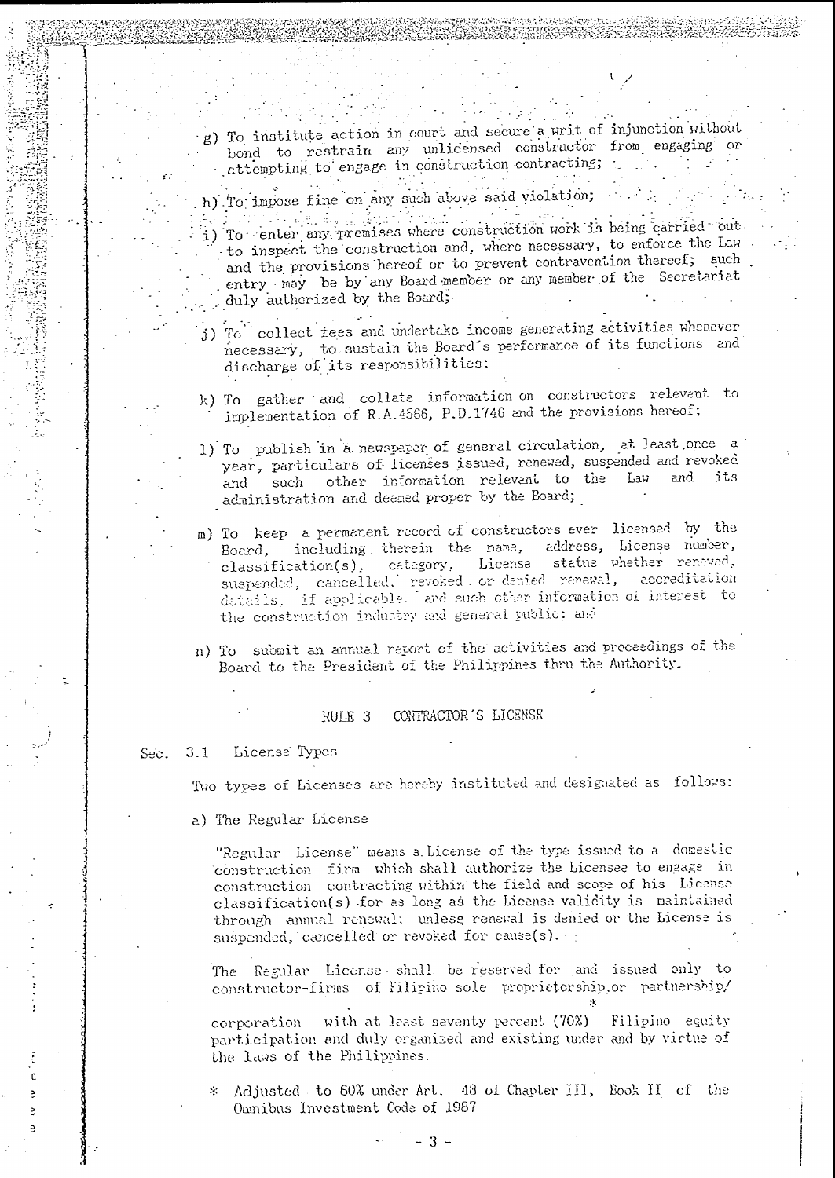g) To institute action in court and secure a writ of injunction without bond to restrain any unlicensed constructor from engaging or attempting to engage in construction contracting;

h) To impose fine on any such above said violation;

i) To enter any premises where construction work is being carried out to inspect the construction and, where necessary, to enforce the Law and the provisions hereof or to prevent contravention thereof; such entry may be by any Board member or any member of the Secretariat duly authorized by the Board;

j) To collect fees and undertake income generating activities whenever necessary, to sustain the Board's performance of its functions and discharge of its responsibilities;

k) To gather and collate information on constructors relevant to implementation of R.A.4566, P.D.1746 and the provisions hereof;

l) To publish in a newspaper of general circulation, at least once a year, particulars of licenses issued, renewed, suspended and revoked and such other information relevant to the Law and its administration and deemed proper by the Board;

m) To keep a permanent record of constructors ever licensed by the Board, including therein the name, address, License number, classification(s), category, License status whether renewed, suspended, cancelled, revoked or denied renewal, accreditation details, if applicable, and such other information of interest to the construction industry and general public; and

n) To submit an annual report of the activities and proceedings of the Board to the President of the Philippines thru the Authority.

## RULE 3 CONTRACTOR'S LICENSE

### Sec. 3.1 License Types

Two types of Licenses are hereby instituted and designated as follows:

a) The Regular License

"Regular License" means a License of the type issued to a domestic construction firm which shall authorize the Licensee to engage in construction contracting within the field and scope of his License classification(s) for as long as the License validity is maintained through annual renewal; unless renewal is denied or the License is suspended, cancelled or revoked for cause(s).

The Regular License shall be reserved for and issued only to constructor-firms of Filipino sole proprietorship, or partnership/corporation with at least seventy percent (70%)* Filipino equity participation and duly organized and existing under and by virtue of the laws of the Philippines.

\* Adjusted to 60% under Art. 48 of Chapter III, Book II of the Omnibus Investment Code of 1987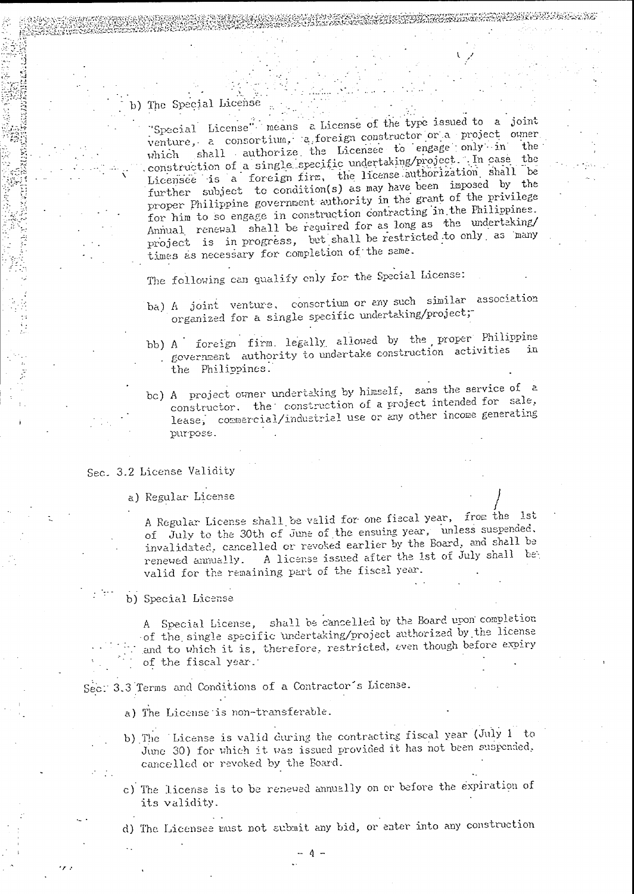b) The Special License

"Special License" means a License of the type issued to a joint venture, a consortium, a foreign constructor or a project owner which shall authorize the Licensee to engage only in the construction of a single specific undertaking/project. In case the Licensee is a foreign firm, the license authorization shall be further subject to condition(s) as may have been imposed by the proper Philippine government authority in the grant of the privilege for him to so engage in construction contracting in the Philippines. Annual renewal shall be required for as long as the undertaking/project is in progress, but shall be restricted to only as many times as necessary for completion of the same.

The following can qualify only for the Special License:

ba) A joint venture, consortium or any such similar association organized for a single specific undertaking/project;

bb) A foreign firm legally allowed by the proper Philippine government authority to undertake construction activities in the Philippines.

bc) A project owner undertaking by himself, sans the service of a constructor, the construction of a project intended for sale, lease, commercial/industrial use or any other income generating purpose.

Sec. 3.2 License Validity

a) Regular License

A Regular License shall be valid for one fiscal year, from the 1st of July to the 30th of June of the ensuing year, unless suspended, invalidated, cancelled or revoked earlier by the Board, and shall be renewed annually. A license issued after the 1st of July shall be valid for the remaining part of the fiscal year.

b) Special License

A Special License, shall be cancelled by the Board upon completion of the single specific undertaking/project authorized by the license and to which it is, therefore, restricted, even though before expiry of the fiscal year.

Sec. 3.3 Terms and Conditions of a Contractor's License.

a) The License is non-transferable.

b) The License is valid during the contracting fiscal year (July 1 to June 30) for which it was issued provided it has not been suspended, cancelled or revoked by the Board.

c) The license is to be renewed annually on or before the expiration of its validity.

d) The Licensee must not submit any bid, or enter into any construction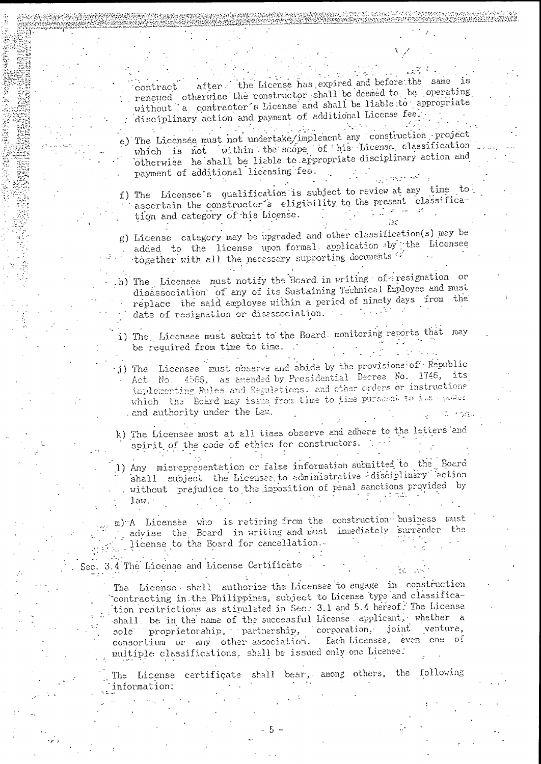contract after the License has expired and before the same is renewed otherwise the constructor shall be deemed to be operating without a contractor's License and shall be liable to appropriate disciplinary action and payment of additional License fee.

e) The Licensee must not undertake/implement any construction project which is not within the scope of his License classification otherwise he shall be liable to appropriate disciplinary action and payment of additional licensing fee.

f) The Licensee's qualification is subject to review at any time to ascertain the constructor's eligibility to the present classification and category of his License.

g) License category may be upgraded and other classification(s) may be added to the license upon formal application by the Licensee together with all the necessary supporting documents.

h) The Licensee must notify the Board in writing of resignation or disassociation of any of its Sustaining Technical Employee and must replace the said employee within a period of ninety days from the date of resignation or disassociation.

i) The Licensee must submit to the Board monitoring reports that may be required from time to time.

j) The Licensee must observe and abide by the provisions of Republic Act No. 4566, as amended by Presidential Decree No. 1746, its implementing Rules and Regulations, and other orders or instructions which the Board may issue from time to time pursuant to its power and authority under the Law.

k) The Licensee must at all times observe and adhere to the letters and spirit of the code of ethics for constructors.

l) Any misrepresentation or false information submitted to the Board shall subject the Licensee to administrative disciplinary action without prejudice to the imposition of penal sanctions provided by law.

m) A Licensee who is retiring from the construction business must advise the Board in writing and must immediately surrender the license to the Board for cancellation.

## Sec. 3.4 The License and License Certificate

The License shall authorize the Licensee to engage in construction contracting in the Philippines, subject to License type and classification restrictions as stipulated in Sec. 3.1 and 5.4 hereof. The License shall be in the name of the successful License applicant, whether a sole proprietorship, partnership, corporation, joint venture, consortium or any other association. Each Licensee, even one of multiple classifications, shall be issued only one License.

The License certificate shall bear, among others, the following information: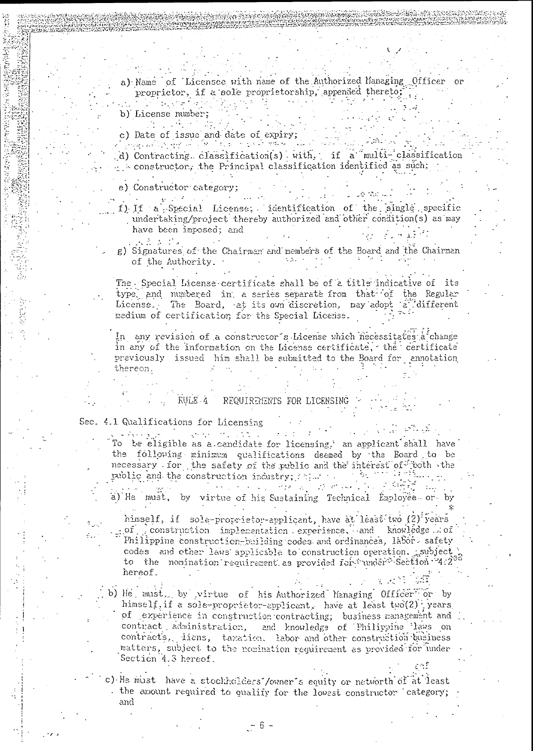a) Name of Licensee with name of the Authorized Managing Officer or proprietor, if a sole proprietorship, appended thereto;

b) License number;

c) Date of issue and date of expiry;

d) Contracting classification(s) with, if a multi-classification constructor, the Principal classification identified as such;

e) Constructor category;

f) If a Special License, identification of the single specific undertaking/project thereby authorized and other condition(s) as may have been imposed; and

g) Signatures of the Chairman and members of the Board and the Chairman of the Authority.

The Special License certificate shall be of a title indicative of its type and numbered in a series separate from that of the Regular License. The Board, at its own discretion, may adopt a different medium of certification for the Special License.

In any revision of a constructor's License which necessitates a change in any of the information on the License certificate, the certificate previously issued him shall be submitted to the Board for annotation thereon.

## RULE 4 REQUIREMENTS FOR LICENSING

### Sec. 4.1 Qualifications for Licensing

To be eligible as a candidate for licensing, an applicant shall have the following minimum qualifications deemed by the Board to be necessary for the safety of the public and the interest of both the public and the construction industry;

a) He must, by virtue of his Sustaining Technical Employee or by himself, if sole-proprietor-applicant, have at least two (2) years of construction implementation experience, and knowledge of Philippine construction-building codes and ordinances, labor safety codes and other laws applicable to construction operation, subject to the nomination requirement as provided for under Section 4.2 hereof.

b) He must, by virtue of his Authorized Managing Officer or by himself, if a sole-proprietor-applicant, have at least two (2) years of experience in construction contracting; business management and contract administration, and knowledge of Philippine laws on contracts, liens, taxation, labor and other construction business matters, subject to the nomination requirement as provided for under Section 4.3 hereof.

c) He must have a stockholders'/owner's equity or networth of at least the amount required to qualify for the lowest constructor category; and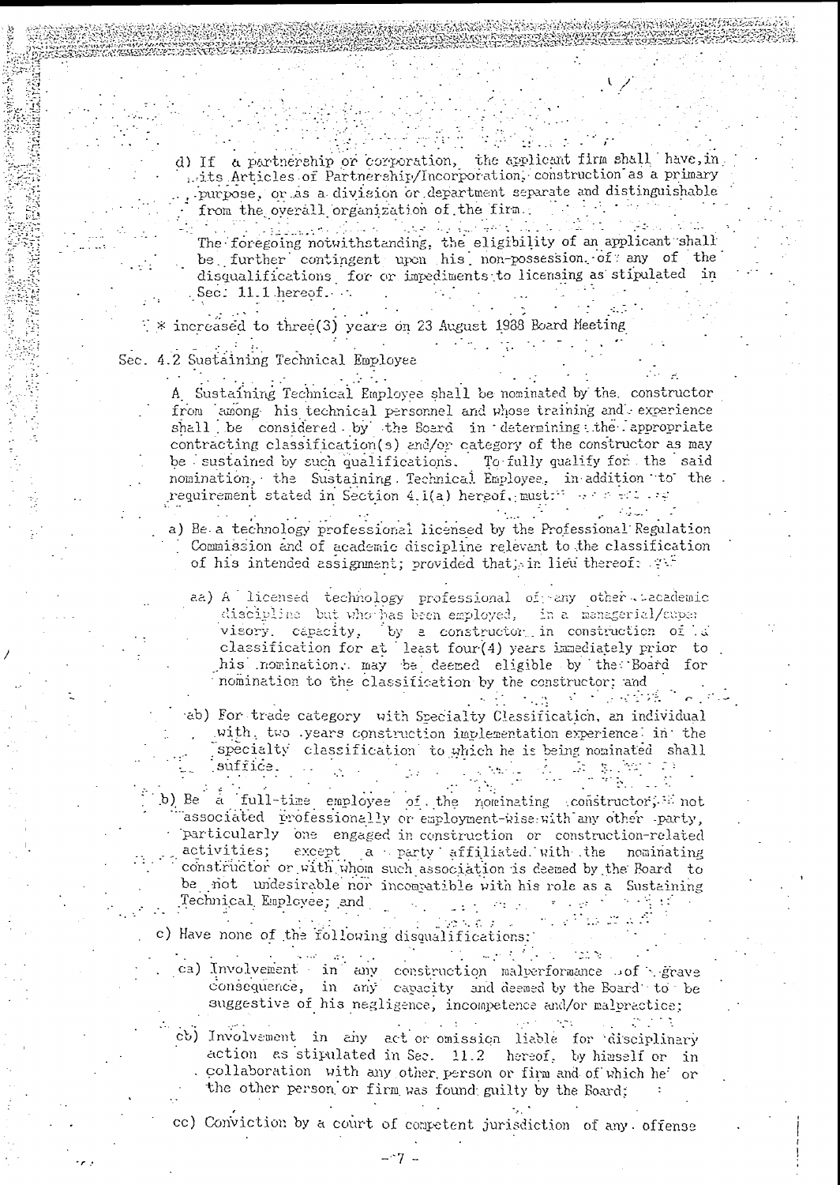d) If a partnership or corporation, the applicant firm shall have, in its Articles of Partnership/Incorporation, construction as a primary purpose, or as a division or department separate and distinguishable from the overall organization of the firm.

The foregoing notwithstanding, the eligibility of an applicant shall be further contingent upon his non-possession of any of the disqualifications for or impediments to licensing as stipulated in Sec. 11.1 hereof.

* increased to three(3) years on 23 August 1988 Board Meeting

## Sec. 4.2 Sustaining Technical Employee

A. Sustaining Technical Employee shall be nominated by the constructor from among his technical personnel and whose training and experience shall be considered by the Board in determining the appropriate contracting classification(s) and/or category of the constructor as may be sustained by such qualifications. To fully qualify for the said nomination, the Sustaining Technical Employee, in addition to the requirement stated in Section 4.1(a) hereof, must:

a) Be a technology professional licensed by the Professional Regulation Commission and of academic discipline relevant to the classification of his intended assignment; provided that, in lieu thereof:

aa) A licensed technology professional of any other academic discipline but who has been employed, in a managerial/supervisory capacity, by a constructor in construction of a classification for at least four(4) years immediately prior to his nomination, may be deemed eligible by the Board for nomination to the classification by the constructor; and

ab) For trade category with Specialty Classification, an individual with two years construction implementation experience in the specialty classification to which he is being nominated shall suffice.

b) Be a full-time employee of the nominating constructor, not associated professionally or employment-wise with any other party, particularly one engaged in construction or construction-related activities; except a party affiliated with the nominating constructor or with whom such association is deemed by the Board to be not undesirable nor incompatible with his role as a Sustaining Technical Employee; and

c) Have none of the following disqualifications:

ca) Involvement in any construction malperformance of grave consequence, in any capacity and deemed by the Board to be suggestive of his negligence, incompetence and/or malpractice;

cb) Involvement in any act or omission liable for disciplinary action as stipulated in Sec. 11.2 hereof, by himself or in collaboration with any other person or firm and of which he or the other person or firm was found guilty by the Board;

cc) Conviction by a court of competent jurisdiction of any offense